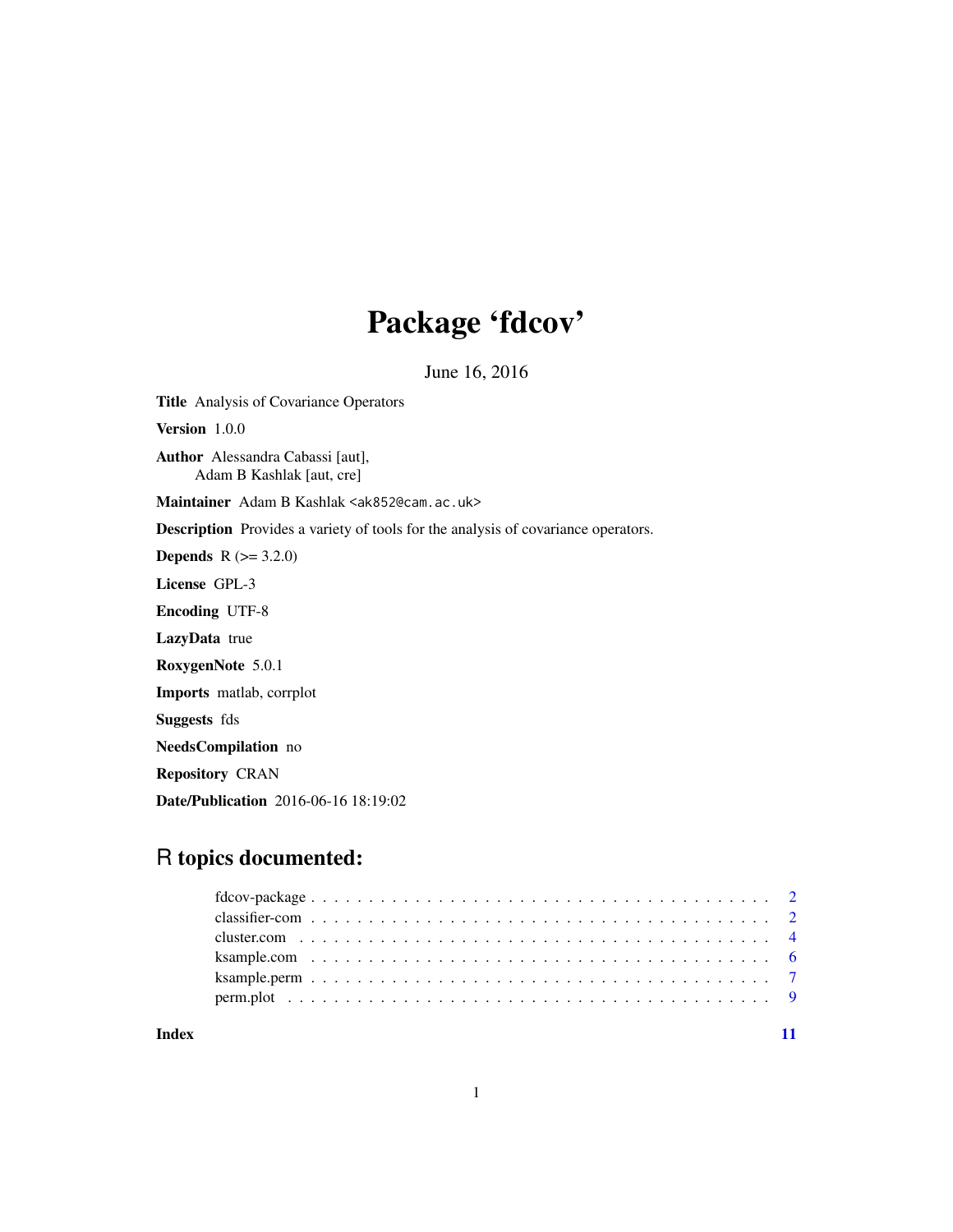# Package 'fdcov'

June 16, 2016

**Title** Analysis of Covariance Operators

**Version** 1.0.0

**Author** Alessandra Cabassi [aut],
Adam B Kashlak [aut, cre]

**Maintainer** Adam B Kashlak <ak852@cam.ac.uk>

**Description** Provides a variety of tools for the analysis of covariance operators.

**Depends** R (>= 3.2.0)

**License** GPL-3

**Encoding** UTF-8

**LazyData** true

**RoxygenNote** 5.0.1

**Imports** matlab, corrplot

**Suggests** fds

**NeedsCompilation** no

**Repository** CRAN

**Date/Publication** 2016-06-16 18:19:02

## R topics documented:

| | |
|---|---|
| fdcov-package | 2 |
| classifier-com | 2 |
| cluster.com | 4 |
| ksample.com | 6 |
| ksample.perm | 7 |
| perm.plot | 9 |
| **Index** | **11** |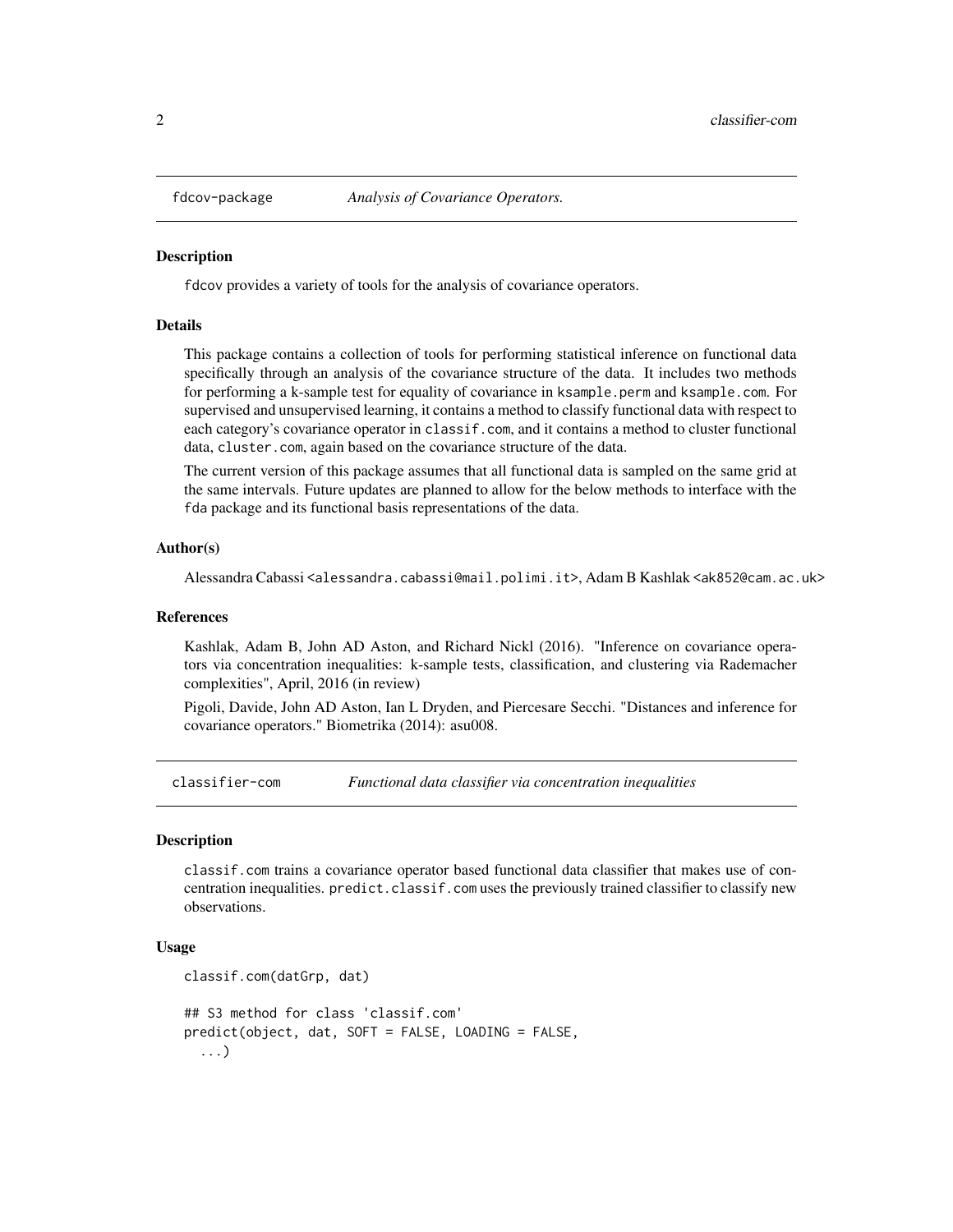## fdcov-package *Analysis of Covariance Operators.*

### Description

fdcov provides a variety of tools for the analysis of covariance operators.

### Details

This package contains a collection of tools for performing statistical inference on functional data specifically through an analysis of the covariance structure of the data. It includes two methods for performing a k-sample test for equality of covariance in `ksample.perm` and `ksample.com`. For supervised and unsupervised learning, it contains a method to classify functional data with respect to each category's covariance operator in `classif.com`, and it contains a method to cluster functional data, `cluster.com`, again based on the covariance structure of the data.

The current version of this package assumes that all functional data is sampled on the same grid at the same intervals. Future updates are planned to allow for the below methods to interface with the `fda` package and its functional basis representations of the data.

### Author(s)

Alessandra Cabassi <alessandra.cabassi@mail.polimi.it>, Adam B Kashlak <ak852@cam.ac.uk>

### References

Kashlak, Adam B, John AD Aston, and Richard Nickl (2016). "Inference on covariance operators via concentration inequalities: k-sample tests, classification, and clustering via Rademacher complexities", April, 2016 (in review)

Pigoli, Davide, John AD Aston, Ian L Dryden, and Piercesare Secchi. "Distances and inference for covariance operators." Biometrika (2014): asu008.

## classifier-com *Functional data classifier via concentration inequalities*

### Description

`classif.com` trains a covariance operator based functional data classifier that makes use of concentration inequalities. `predict.classif.com` uses the previously trained classifier to classify new observations.

### Usage

```
classif.com(datGrp, dat)

## S3 method for class 'classif.com'
predict(object, dat, SOFT = FALSE, LOADING = FALSE,
  ...)
```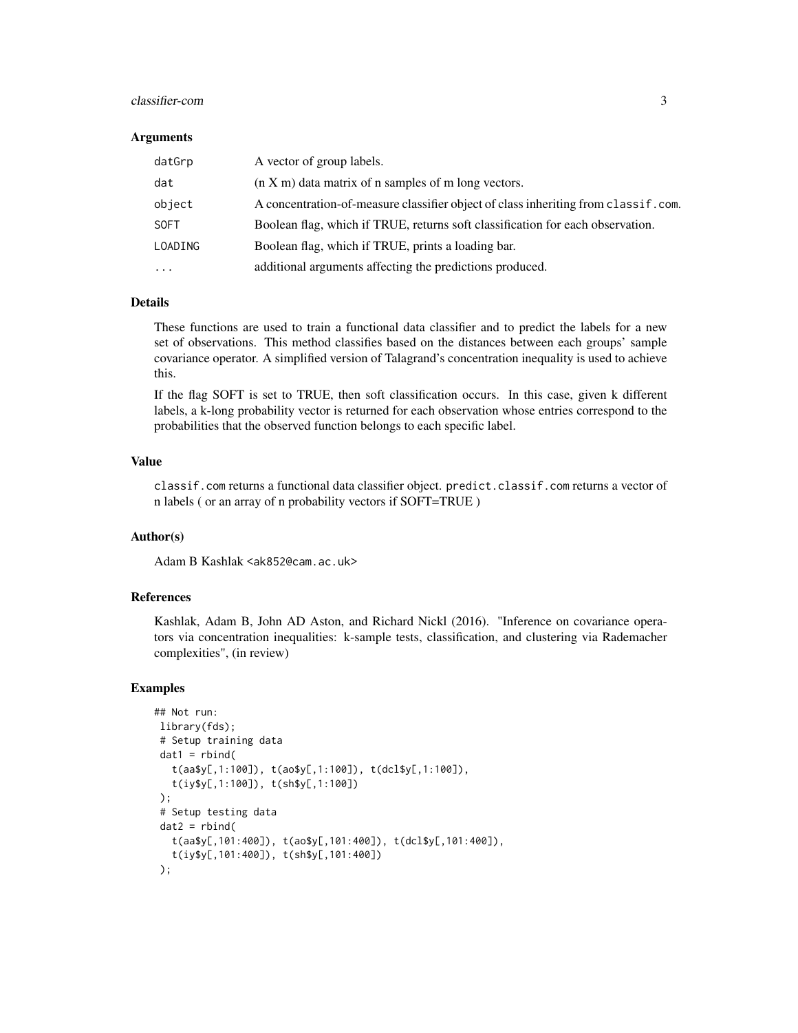### Arguments

| | |
|---|---|
| datGrp | A vector of group labels. |
| dat | (n X m) data matrix of n samples of m long vectors. |
| object | A concentration-of-measure classifier object of class inheriting from `classif.com`. |
| SOFT | Boolean flag, which if TRUE, returns soft classification for each observation. |
| LOADING | Boolean flag, which if TRUE, prints a loading bar. |
| ... | additional arguments affecting the predictions produced. |

### Details

These functions are used to train a functional data classifier and to predict the labels for a new set of observations. This method classifies based on the distances between each groups' sample covariance operator. A simplified version of Talagrand's concentration inequality is used to achieve this.

If the flag SOFT is set to TRUE, then soft classification occurs. In this case, given k different labels, a k-long probability vector is returned for each observation whose entries correspond to the probabilities that the observed function belongs to each specific label.

### Value

`classif.com` returns a functional data classifier object. `predict.classif.com` returns a vector of n labels ( or an array of n probability vectors if SOFT=TRUE )

### Author(s)

Adam B Kashlak <ak852@cam.ac.uk>

### References

Kashlak, Adam B, John AD Aston, and Richard Nickl (2016). "Inference on covariance operators via concentration inequalities: k-sample tests, classification, and clustering via Rademacher complexities", (in review)

### Examples

```
## Not run:
 library(fds);
 # Setup training data
 dat1 = rbind(
   t(aa$y[,1:100]), t(ao$y[,1:100]), t(dcl$y[,1:100]),
   t(iy$y[,1:100]), t(sh$y[,1:100])
 );
 # Setup testing data
 dat2 = rbind(
   t(aa$y[,101:400]), t(ao$y[,101:400]), t(dcl$y[,101:400]),
   t(iy$y[,101:400]), t(sh$y[,101:400])
 );
```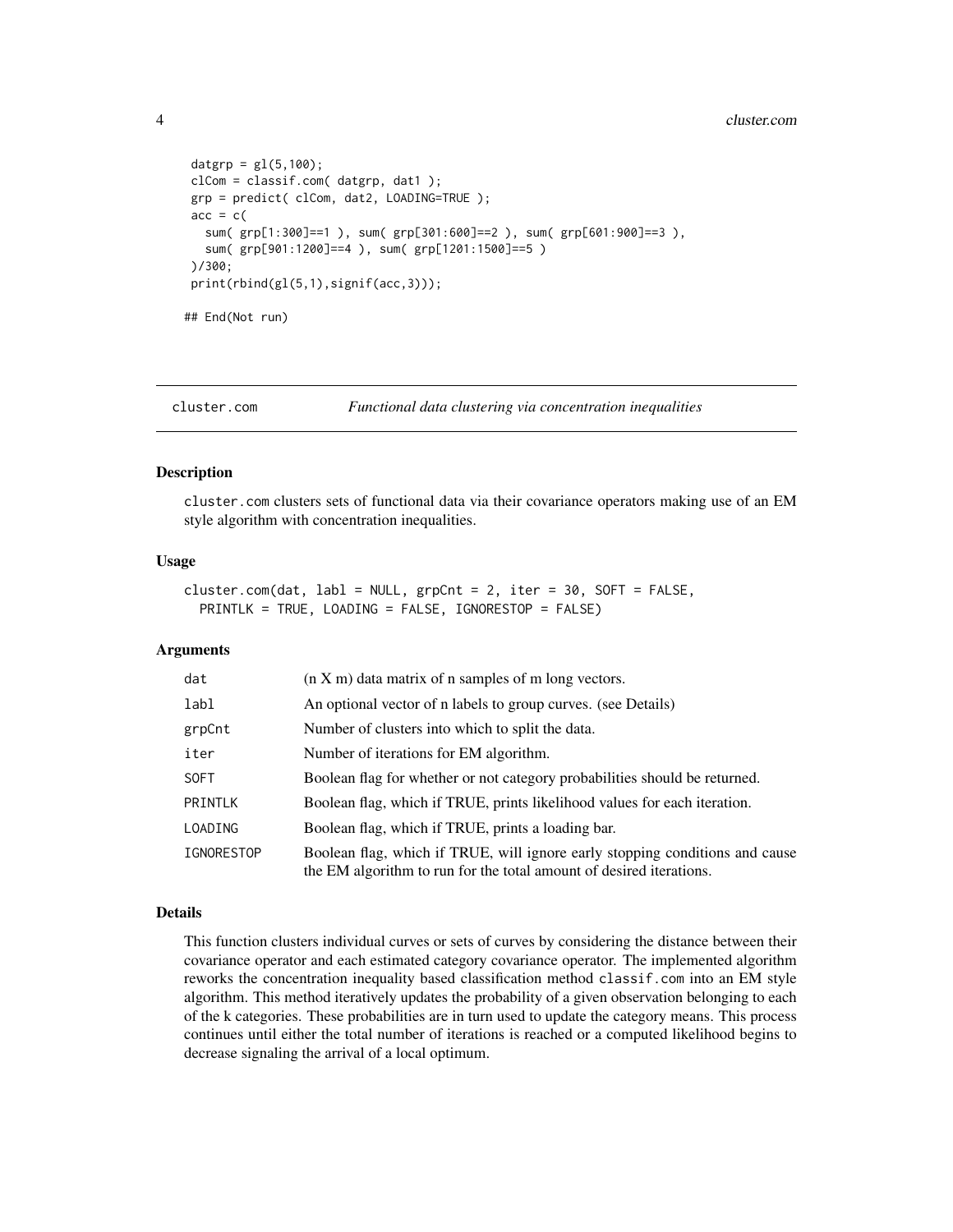```
 datgrp = gl(5,100);
 clCom = classif.com( datgrp, dat1 );
 grp = predict( clCom, dat2, LOADING=TRUE );
 acc = c(
   sum( grp[1:300]==1 ), sum( grp[301:600]==2 ), sum( grp[601:900]==3 ),
   sum( grp[901:1200]==4 ), sum( grp[1201:1500]==5 )
 )/300;
 print(rbind(gl(5,1),signif(acc,3)));

## End(Not run)
```

---

## cluster.com — *Functional data clustering via concentration inequalities*

### Description

cluster.com clusters sets of functional data via their covariance operators making use of an EM style algorithm with concentration inequalities.

### Usage

```
cluster.com(dat, labl = NULL, grpCnt = 2, iter = 30, SOFT = FALSE,
  PRINTLK = TRUE, LOADING = FALSE, IGNORESTOP = FALSE)
```

### Arguments

| | |
|---|---|
| dat | (n X m) data matrix of n samples of m long vectors. |
| labl | An optional vector of n labels to group curves. (see Details) |
| grpCnt | Number of clusters into which to split the data. |
| iter | Number of iterations for EM algorithm. |
| SOFT | Boolean flag for whether or not category probabilities should be returned. |
| PRINTLK | Boolean flag, which if TRUE, prints likelihood values for each iteration. |
| LOADING | Boolean flag, which if TRUE, prints a loading bar. |
| IGNORESTOP | Boolean flag, which if TRUE, will ignore early stopping conditions and cause the EM algorithm to run for the total amount of desired iterations. |

### Details

This function clusters individual curves or sets of curves by considering the distance between their covariance operator and each estimated category covariance operator. The implemented algorithm reworks the concentration inequality based classification method classif.com into an EM style algorithm. This method iteratively updates the probability of a given observation belonging to each of the k categories. These probabilities are in turn used to update the category means. This process continues until either the total number of iterations is reached or a computed likelihood begins to decrease signaling the arrival of a local optimum.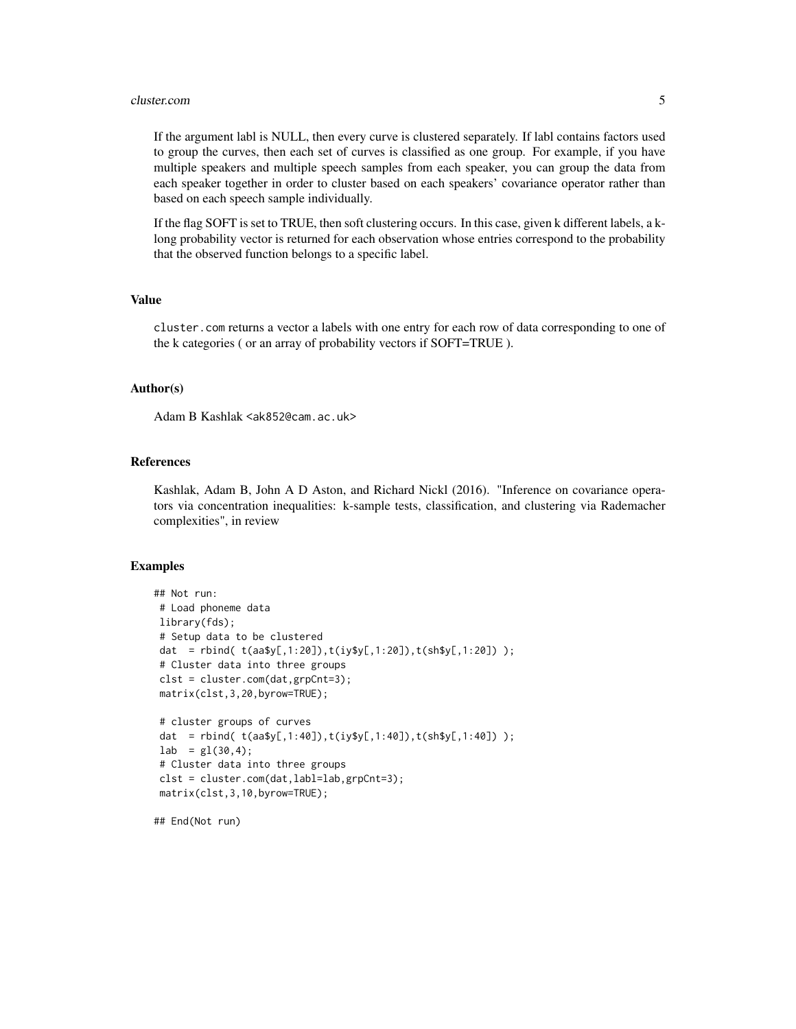If the argument labl is NULL, then every curve is clustered separately. If labl contains factors used to group the curves, then each set of curves is classified as one group. For example, if you have multiple speakers and multiple speech samples from each speaker, you can group the data from each speaker together in order to cluster based on each speakers' covariance operator rather than based on each speech sample individually.

If the flag SOFT is set to TRUE, then soft clustering occurs. In this case, given k different labels, a k-long probability vector is returned for each observation whose entries correspond to the probability that the observed function belongs to a specific label.

## Value

`cluster.com` returns a vector a labels with one entry for each row of data corresponding to one of the k categories ( or an array of probability vectors if SOFT=TRUE ).

## Author(s)

Adam B Kashlak <ak852@cam.ac.uk>

## References

Kashlak, Adam B, John A D Aston, and Richard Nickl (2016). "Inference on covariance operators via concentration inequalities: k-sample tests, classification, and clustering via Rademacher complexities", in review

## Examples

```
## Not run:
 # Load phoneme data
 library(fds);
 # Setup data to be clustered
 dat  = rbind( t(aa$y[,1:20]),t(iy$y[,1:20]),t(sh$y[,1:20]) );
 # Cluster data into three groups
 clst = cluster.com(dat,grpCnt=3);
 matrix(clst,3,20,byrow=TRUE);

 # cluster groups of curves
 dat  = rbind( t(aa$y[,1:40]),t(iy$y[,1:40]),t(sh$y[,1:40]) );
 lab  = gl(30,4);
 # Cluster data into three groups
 clst = cluster.com(dat,labl=lab,grpCnt=3);
 matrix(clst,3,10,byrow=TRUE);

## End(Not run)
```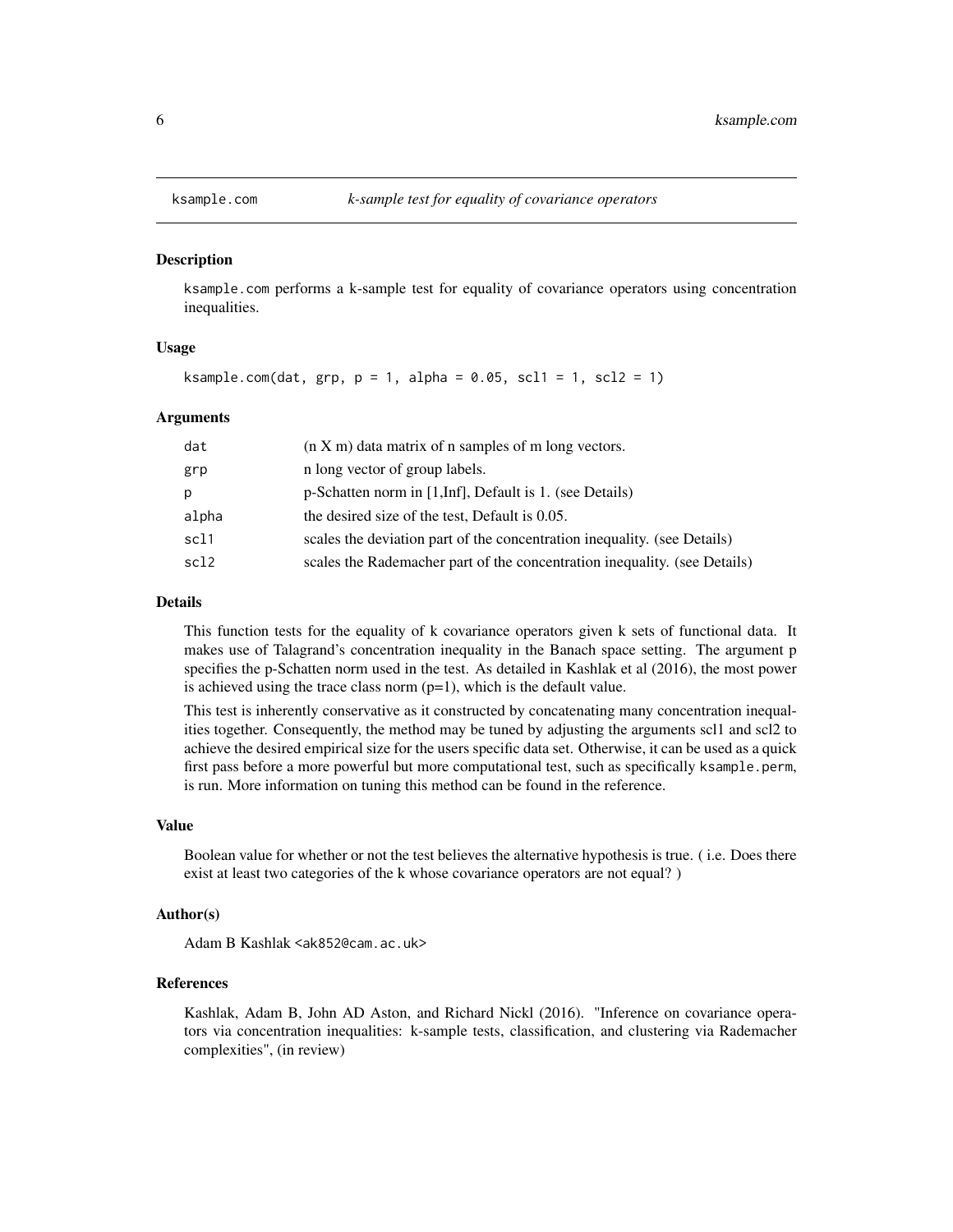# ksample.com — *k-sample test for equality of covariance operators*

## Description

ksample.com performs a k-sample test for equality of covariance operators using concentration inequalities.

## Usage

```
ksample.com(dat, grp, p = 1, alpha = 0.05, scl1 = 1, scl2 = 1)
```

## Arguments

| | |
|---|---|
| dat | (n X m) data matrix of n samples of m long vectors. |
| grp | n long vector of group labels. |
| p | p-Schatten norm in [1,Inf], Default is 1. (see Details) |
| alpha | the desired size of the test, Default is 0.05. |
| scl1 | scales the deviation part of the concentration inequality. (see Details) |
| scl2 | scales the Rademacher part of the concentration inequality. (see Details) |

## Details

This function tests for the equality of k covariance operators given k sets of functional data. It makes use of Talagrand's concentration inequality in the Banach space setting. The argument p specifies the p-Schatten norm used in the test. As detailed in Kashlak et al (2016), the most power is achieved using the trace class norm (p=1), which is the default value.

This test is inherently conservative as it constructed by concatenating many concentration inequalities together. Consequently, the method may be tuned by adjusting the arguments scl1 and scl2 to achieve the desired empirical size for the users specific data set. Otherwise, it can be used as a quick first pass before a more powerful but more computational test, such as specifically ksample.perm, is run. More information on tuning this method can be found in the reference.

## Value

Boolean value for whether or not the test believes the alternative hypothesis is true. ( i.e. Does there exist at least two categories of the k whose covariance operators are not equal? )

## Author(s)

Adam B Kashlak <ak852@cam.ac.uk>

## References

Kashlak, Adam B, John AD Aston, and Richard Nickl (2016). "Inference on covariance operators via concentration inequalities: k-sample tests, classification, and clustering via Rademacher complexities", (in review)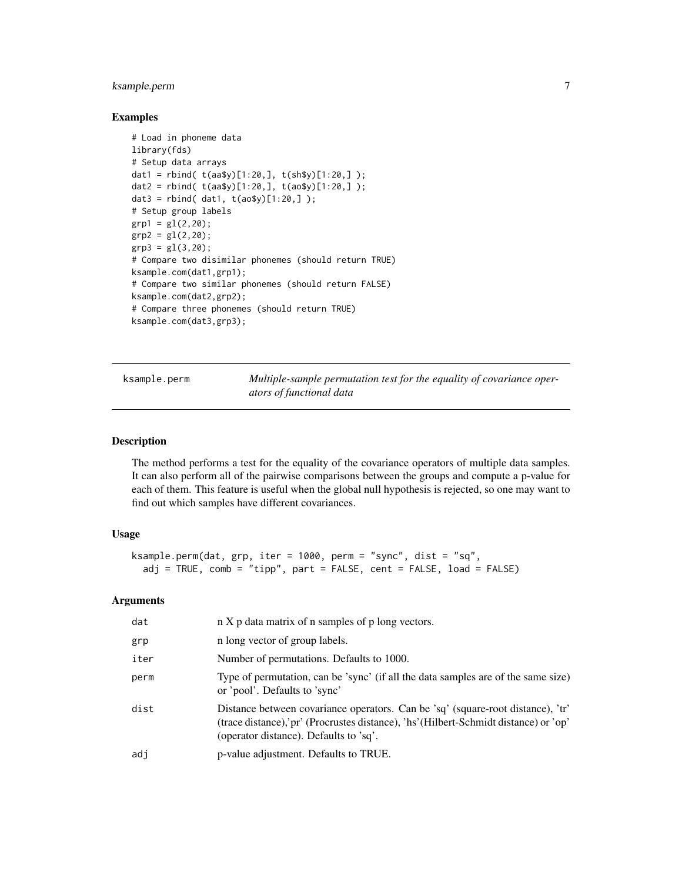### Examples

```
# Load in phoneme data
library(fds)
# Setup data arrays
dat1 = rbind( t(aa$y)[1:20,], t(sh$y)[1:20,] );
dat2 = rbind( t(aa$y)[1:20,], t(ao$y)[1:20,] );
dat3 = rbind( dat1, t(ao$y)[1:20,] );
# Setup group labels
grp1 = gl(2,20);
grp2 = gl(2,20);
grp3 = gl(3,20);
# Compare two disimilar phonemes (should return TRUE)
ksample.com(dat1,grp1);
# Compare two similar phonemes (should return FALSE)
ksample.com(dat2,grp2);
# Compare three phonemes (should return TRUE)
ksample.com(dat3,grp3);
```

---

## ksample.perm — *Multiple-sample permutation test for the equality of covariance operators of functional data*

---

### Description

The method performs a test for the equality of the covariance operators of multiple data samples. It can also perform all of the pairwise comparisons between the groups and compute a p-value for each of them. This feature is useful when the global null hypothesis is rejected, so one may want to find out which samples have different covariances.

### Usage

```
ksample.perm(dat, grp, iter = 1000, perm = "sync", dist = "sq",
  adj = TRUE, comb = "tipp", part = FALSE, cent = FALSE, load = FALSE)
```

### Arguments

| | |
|---|---|
| `dat` | n X p data matrix of n samples of p long vectors. |
| `grp` | n long vector of group labels. |
| `iter` | Number of permutations. Defaults to 1000. |
| `perm` | Type of permutation, can be 'sync' (if all the data samples are of the same size) or 'pool'. Defaults to 'sync' |
| `dist` | Distance between covariance operators. Can be 'sq' (square-root distance), 'tr' (trace distance),'pr' (Procrustes distance), 'hs'(Hilbert-Schmidt distance) or 'op' (operator distance). Defaults to 'sq'. |
| `adj` | p-value adjustment. Defaults to TRUE. |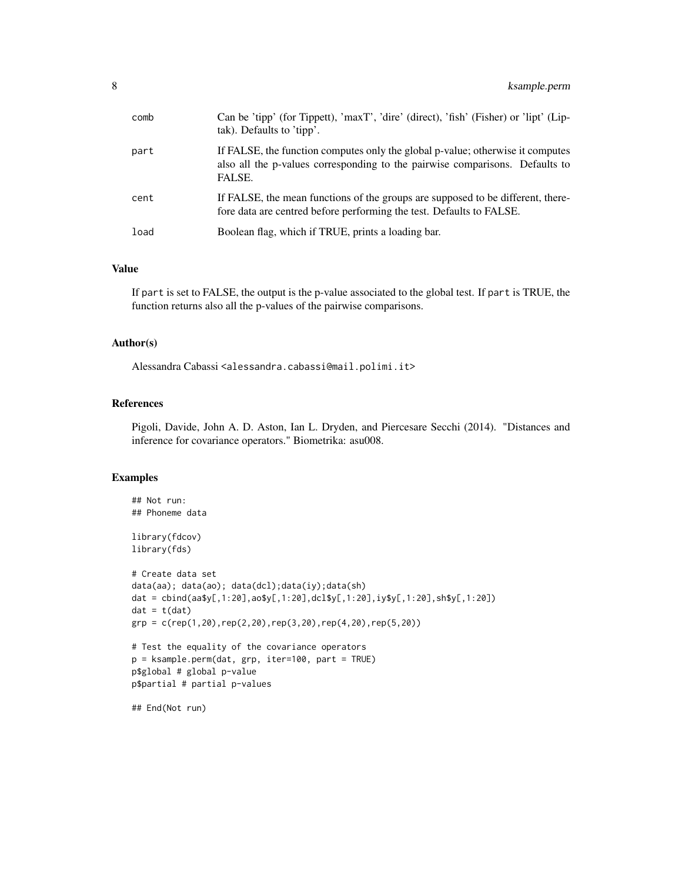| | |
|---|---|
| comb | Can be 'tipp' (for Tippett), 'maxT', 'dire' (direct), 'fish' (Fisher) or 'lipt' (Liptak). Defaults to 'tipp'. |
| part | If FALSE, the function computes only the global p-value; otherwise it computes also all the p-values corresponding to the pairwise comparisons. Defaults to FALSE. |
| cent | If FALSE, the mean functions of the groups are supposed to be different, therefore data are centred before performing the test. Defaults to FALSE. |
| load | Boolean flag, which if TRUE, prints a loading bar. |

## Value

If part is set to FALSE, the output is the p-value associated to the global test. If part is TRUE, the function returns also all the p-values of the pairwise comparisons.

## Author(s)

Alessandra Cabassi <alessandra.cabassi@mail.polimi.it>

## References

Pigoli, Davide, John A. D. Aston, Ian L. Dryden, and Piercesare Secchi (2014). "Distances and inference for covariance operators." Biometrika: asu008.

## Examples

```
## Not run:
## Phoneme data

library(fdcov)
library(fds)

# Create data set
data(aa); data(ao); data(dcl);data(iy);data(sh)
dat = cbind(aa$y[,1:20],ao$y[,1:20],dcl$y[,1:20],iy$y[,1:20],sh$y[,1:20])
dat = t(dat)
grp = c(rep(1,20),rep(2,20),rep(3,20),rep(4,20),rep(5,20))

# Test the equality of the covariance operators
p = ksample.perm(dat, grp, iter=100, part = TRUE)
p$global # global p-value
p$partial # partial p-values

## End(Not run)
```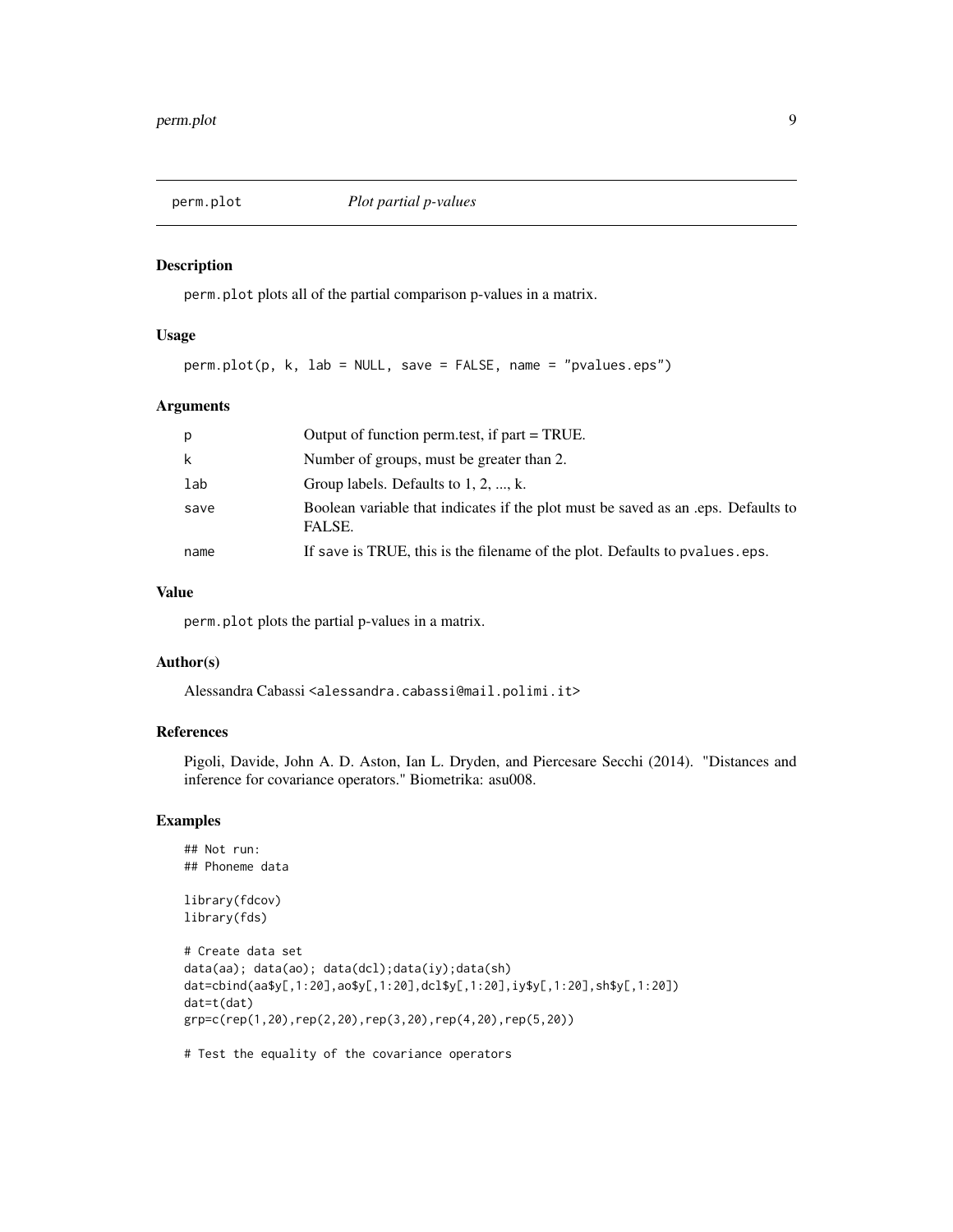perm.plot *Plot partial p-values*

## Description

perm.plot plots all of the partial comparison p-values in a matrix.

## Usage

```
perm.plot(p, k, lab = NULL, save = FALSE, name = "pvalues.eps")
```

## Arguments

| | |
|---|---|
| p | Output of function perm.test, if part = TRUE. |
| k | Number of groups, must be greater than 2. |
| lab | Group labels. Defaults to 1, 2, ..., k. |
| save | Boolean variable that indicates if the plot must be saved as an .eps. Defaults to FALSE. |
| name | If save is TRUE, this is the filename of the plot. Defaults to pvalues.eps. |

## Value

perm.plot plots the partial p-values in a matrix.

## Author(s)

Alessandra Cabassi <alessandra.cabassi@mail.polimi.it>

## References

Pigoli, Davide, John A. D. Aston, Ian L. Dryden, and Piercesare Secchi (2014). "Distances and inference for covariance operators." Biometrika: asu008.

## Examples

```
## Not run:
## Phoneme data

library(fdcov)
library(fds)

# Create data set
data(aa); data(ao); data(dcl);data(iy);data(sh)
dat=cbind(aa$y[,1:20],ao$y[,1:20],dcl$y[,1:20],iy$y[,1:20],sh$y[,1:20])
dat=t(dat)
grp=c(rep(1,20),rep(2,20),rep(3,20),rep(4,20),rep(5,20))

# Test the equality of the covariance operators
```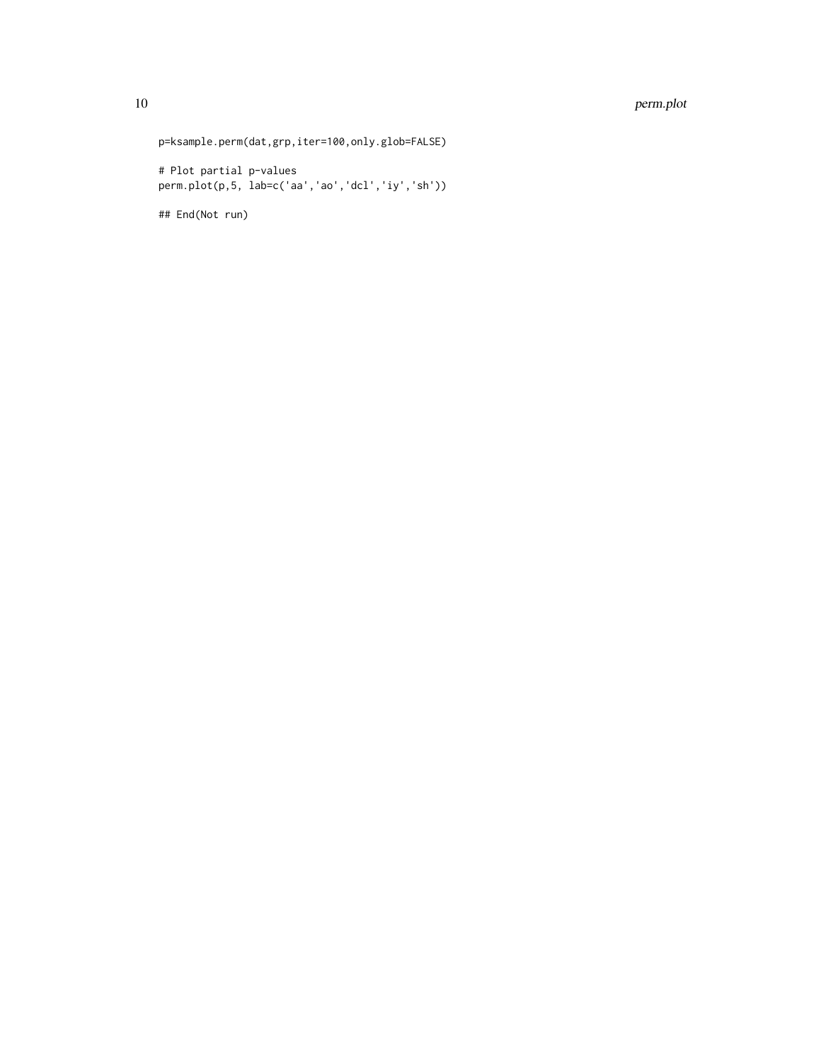```
p=ksample.perm(dat,grp,iter=100,only.glob=FALSE)

# Plot partial p-values
perm.plot(p,5, lab=c('aa','ao','dcl','iy','sh'))

## End(Not run)
```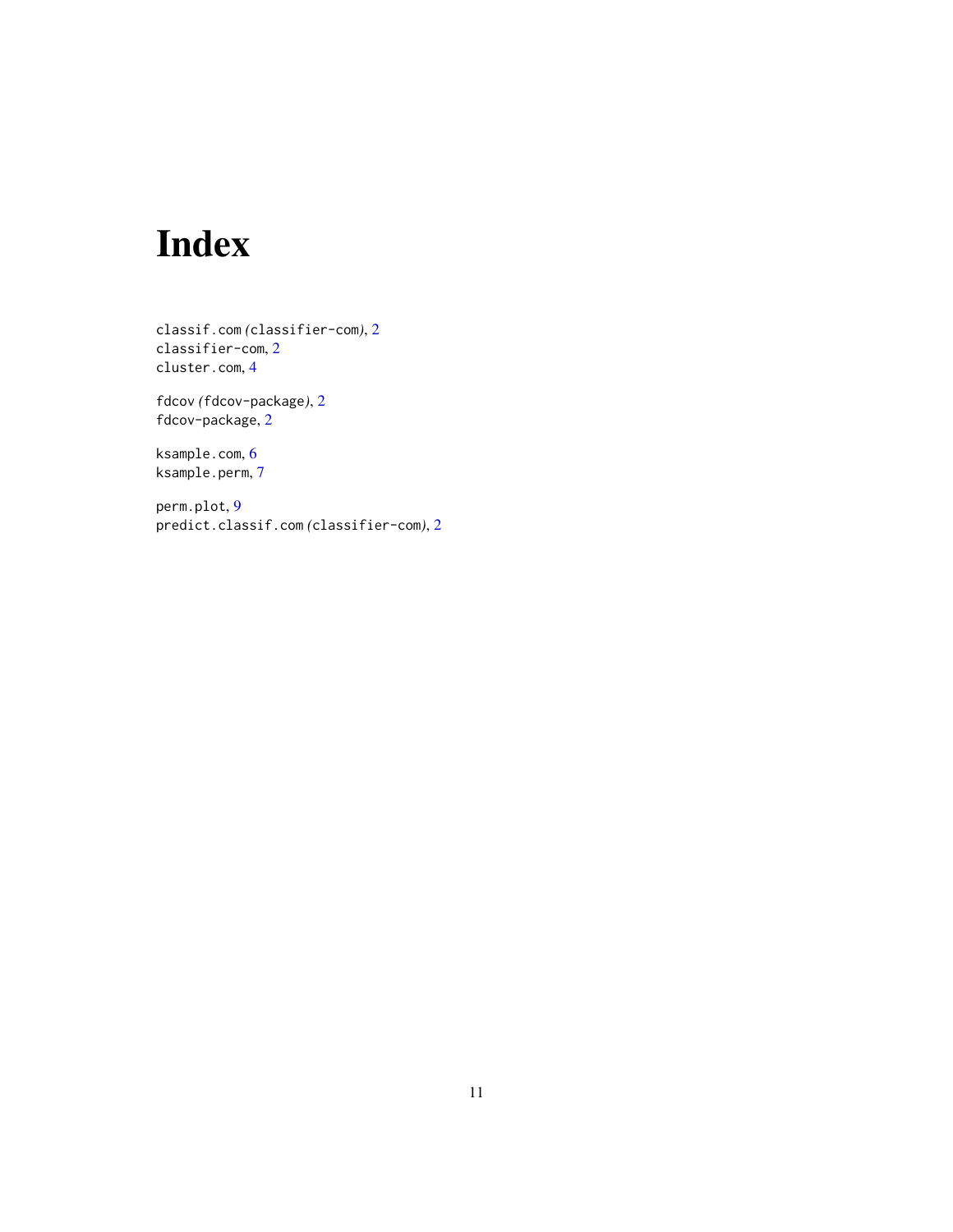# Index

classif.com (classifier-com), 2
classifier-com, 2
cluster.com, 4

fdcov (fdcov-package), 2
fdcov-package, 2

ksample.com, 6
ksample.perm, 7

perm.plot, 9
predict.classif.com (classifier-com), 2